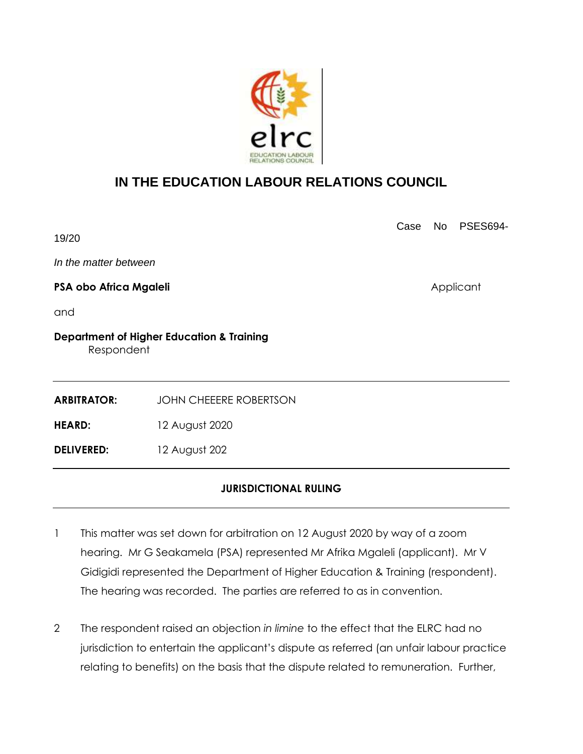# IN THE EDUCATION LABOUR RELATIONS COUNCIL

Case No PSES694-19/20

*In the matter between*

**PSA obo Africa Mgaleli** Applicant

and

**Department of Higher Education & Training** Respondent

---

**ARBITRATOR:** JOHN CHEEERE ROBERTSON

**HEARD:** 12 August 2020

**DELIVERED:** 12 August 202

---

**JURISDICTIONAL RULING**

---

1. This matter was set down for arbitration on 12 August 2020 by way of a zoom hearing. Mr G Seakamela (PSA) represented Mr Afrika Mgaleli (applicant). Mr V Gidigidi represented the Department of Higher Education & Training (respondent). The hearing was recorded. The parties are referred to as in convention.

2. The respondent raised an objection *in limine* to the effect that the ELRC had no jurisdiction to entertain the applicant's dispute as referred (an unfair labour practice relating to benefits) on the basis that the dispute related to remuneration. Further,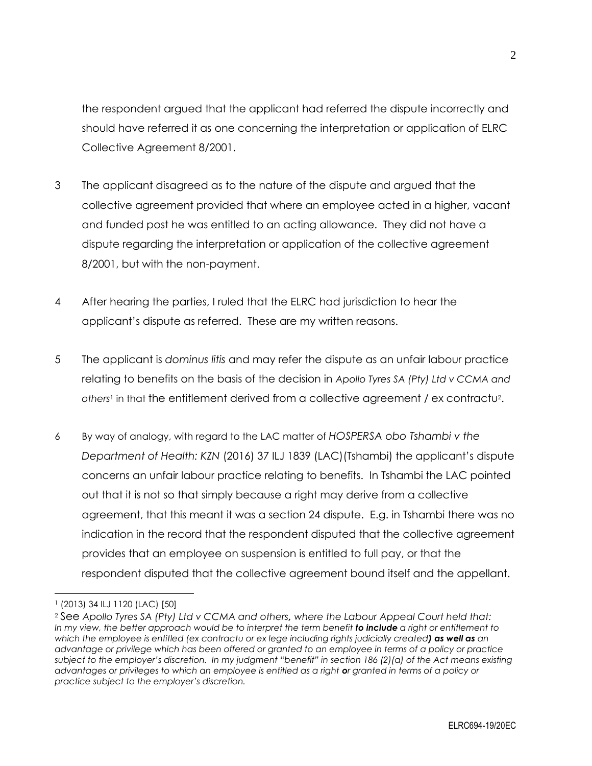the respondent argued that the applicant had referred the dispute incorrectly and should have referred it as one concerning the interpretation or application of ELRC Collective Agreement 8/2001.

3 The applicant disagreed as to the nature of the dispute and argued that the collective agreement provided that where an employee acted in a higher, vacant and funded post he was entitled to an acting allowance. They did not have a dispute regarding the interpretation or application of the collective agreement 8/2001, but with the non-payment.

4 After hearing the parties, I ruled that the ELRC had jurisdiction to hear the applicant's dispute as referred. These are my written reasons.

5 The applicant is *dominus litis* and may refer the dispute as an unfair labour practice relating to benefits on the basis of the decision in *Apollo Tyres SA (Pty) Ltd v CCMA and others*[1] in that the entitlement derived from a collective agreement / ex contractu[2].

6 By way of analogy, with regard to the LAC matter of *HOSPERSA obo Tshambi v the Department of Health: KZN* (2016) 37 ILJ 1839 (LAC)(Tshambi) the applicant's dispute concerns an unfair labour practice relating to benefits. In Tshambi the LAC pointed out that it is not so that simply because a right may derive from a collective agreement, that this meant it was a section 24 dispute. E.g. in Tshambi there was no indication in the record that the respondent disputed that the collective agreement provides that an employee on suspension is entitled to full pay, or that the respondent disputed that the collective agreement bound itself and the appellant.

---

[1] (2013) 34 ILJ 1120 (LAC) [50]

[2] See *Apollo Tyres SA (Pty) Ltd v CCMA and others*, *where the Labour Appeal Court held that: In my view, the better approach would be to interpret the term benefit* ***to include*** *a right or entitlement to which the employee is entitled (ex contractu or ex lege including rights judicially created****) as well as*** *an advantage or privilege which has been offered or granted to an employee in terms of a policy or practice subject to the employer's discretion. In my judgment "benefit" in section 186 (2)(a) of the Act means existing advantages or privileges to which an employee is entitled as a right* ***o****r granted in terms of a policy or practice subject to the employer's discretion.*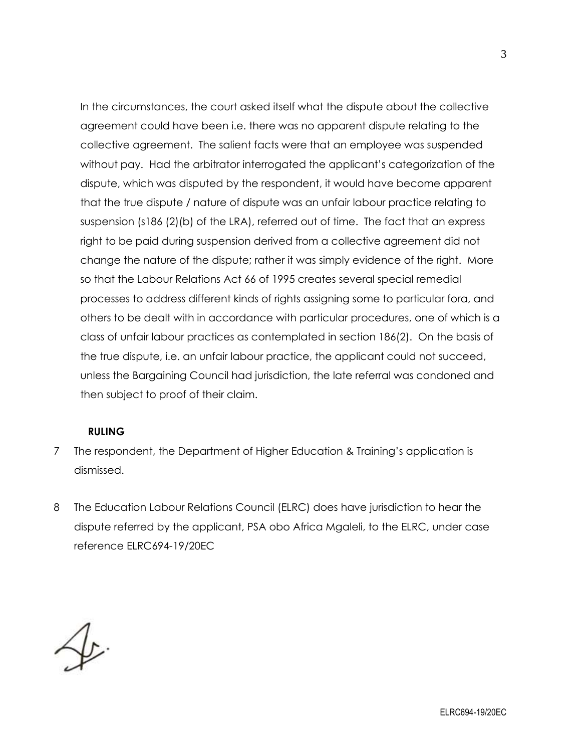In the circumstances, the court asked itself what the dispute about the collective agreement could have been i.e. there was no apparent dispute relating to the collective agreement. The salient facts were that an employee was suspended without pay. Had the arbitrator interrogated the applicant's categorization of the dispute, which was disputed by the respondent, it would have become apparent that the true dispute / nature of dispute was an unfair labour practice relating to suspension (s186 (2)(b) of the LRA), referred out of time. The fact that an express right to be paid during suspension derived from a collective agreement did not change the nature of the dispute; rather it was simply evidence of the right. More so that the Labour Relations Act 66 of 1995 creates several special remedial processes to address different kinds of rights assigning some to particular fora, and others to be dealt with in accordance with particular procedures, one of which is a class of unfair labour practices as contemplated in section 186(2). On the basis of the true dispute, i.e. an unfair labour practice, the applicant could not succeed, unless the Bargaining Council had jurisdiction, the late referral was condoned and then subject to proof of their claim.

**RULING**

7 The respondent, the Department of Higher Education & Training's application is dismissed.

8 The Education Labour Relations Council (ELRC) does have jurisdiction to hear the dispute referred by the applicant, PSA obo Africa Mgaleli, to the ELRC, under case reference ELRC694-19/20EC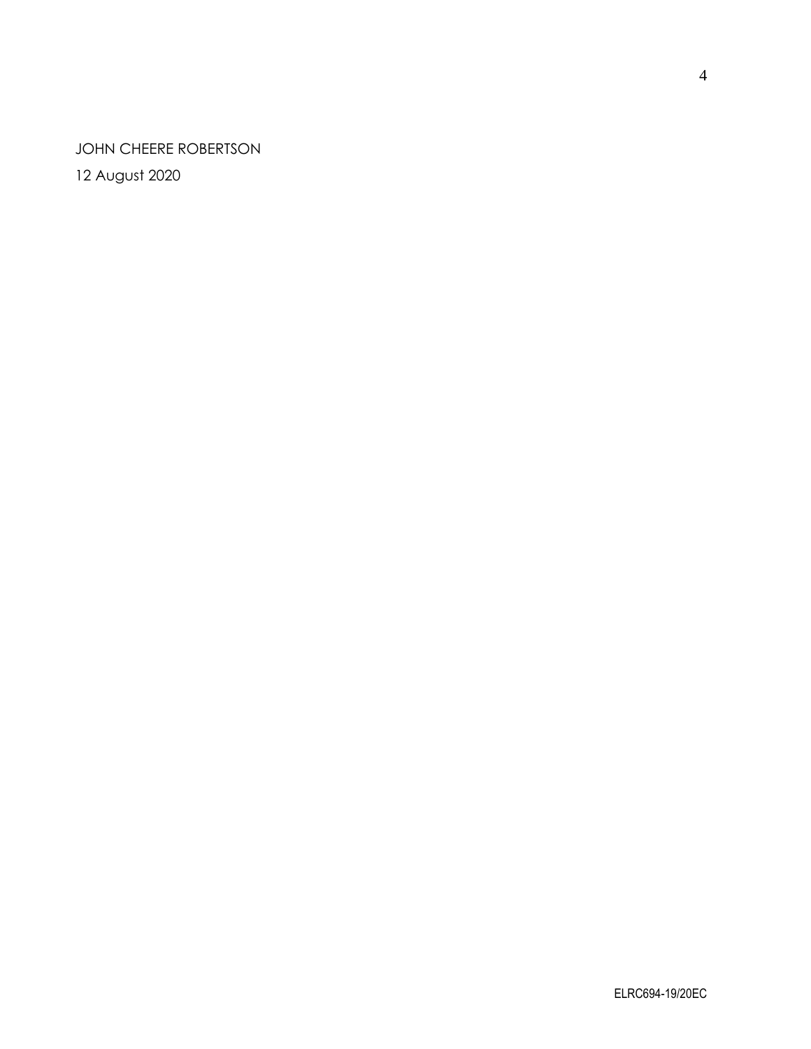JOHN CHEERE ROBERTSON

12 August 2020